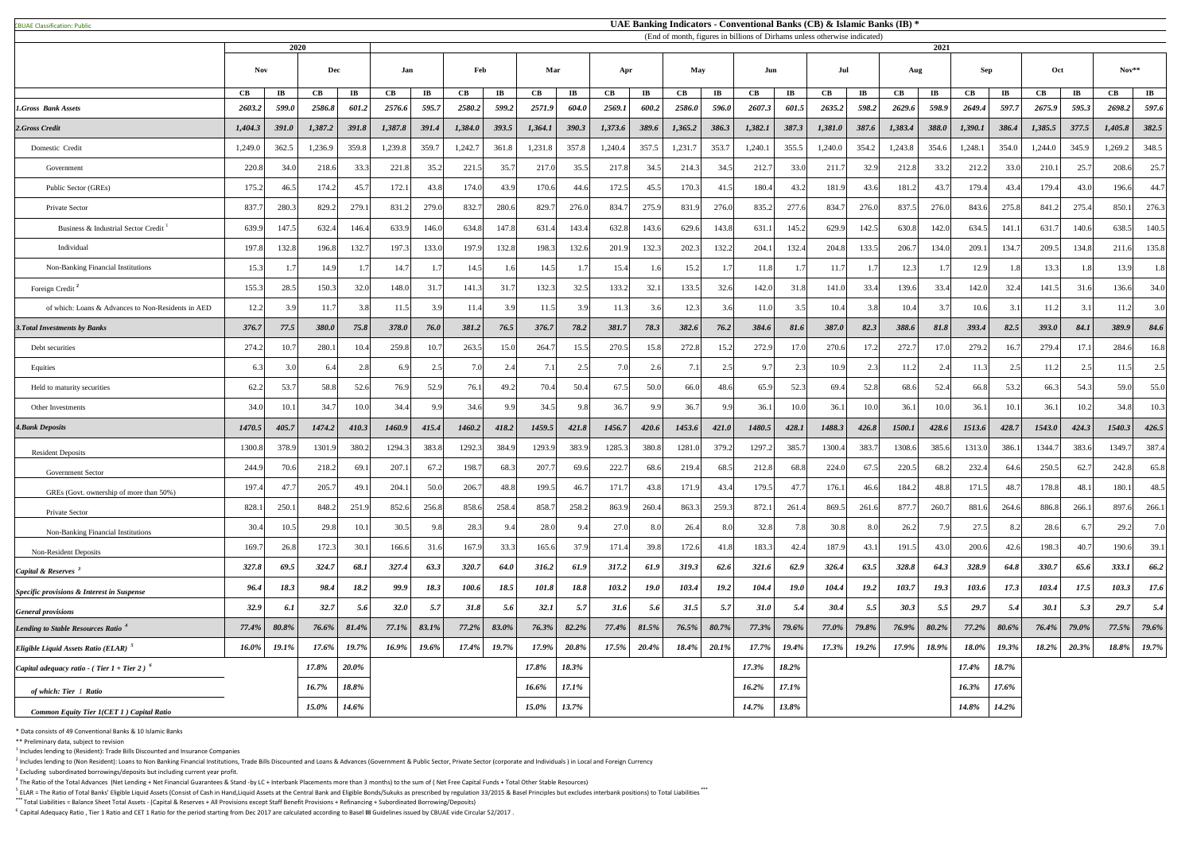CBUAE Classification: Public

# UAE Banking Indicators - Conventional Banks (CB) & Islamic Banks (IB) *

(End of month, figures in billions of Dirhams unless otherwise indicated)

| | 2020 | | | | 2021 | | | | | | | | | | | | | | | | | | | | | |
|---|---|---|---|---|---|---|---|---|---|---|---|---|---|---|---|---|---|---|---|---|---|---|---|---|---|---|
| | Nov | | Dec | | Jan | | Feb | | Mar | | Apr | | May | | Jun | | Jul | | Aug | | Sep | | Oct | | Nov** | |
| | CB | IB | CB | IB | CB | IB | CB | IB | CB | IB | CB | IB | CB | IB | CB | IB | CB | IB | CB | IB | CB | IB | CB | IB | CB | IB |
| *1.Gross Bank Assets* | *2603.2* | *599.0* | *2586.8* | *601.2* | *2576.6* | *595.7* | *2580.2* | *599.2* | *2571.9* | *604.0* | *2569.1* | *600.2* | *2586.0* | *596.0* | *2607.3* | *601.5* | *2635.2* | *598.2* | *2629.6* | *598.9* | *2649.4* | *597.7* | *2675.9* | *595.3* | *2698.2* | *597.6* |
| *2.Gross Credit* | *1,404.3* | *391.0* | *1,387.2* | *391.8* | *1,387.8* | *391.4* | *1,384.0* | *393.5* | *1,364.1* | *390.3* | *1,373.6* | *389.6* | *1,365.2* | *386.3* | *1,382.1* | *387.3* | *1,381.0* | *387.6* | *1,383.4* | *388.0* | *1,390.1* | *386.4* | *1,385.5* | *377.5* | *1,405.8* | *382.5* |
| Domestic Credit | 1,249.0 | 362.5 | 1,236.9 | 359.8 | 1,239.8 | 359.7 | 1,242.7 | 361.8 | 1,231.8 | 357.8 | 1,240.4 | 357.5 | 1,231.7 | 353.7 | 1,240.1 | 355.5 | 1,240.0 | 354.2 | 1,243.8 | 354.6 | 1,248.1 | 354.0 | 1,244.0 | 345.9 | 1,269.2 | 348.5 |
| Government | 220.8 | 34.0 | 218.6 | 33.3 | 221.8 | 35.2 | 221.5 | 35.7 | 217.0 | 35.5 | 217.8 | 34.5 | 214.3 | 34.5 | 212.7 | 33.0 | 211.7 | 32.9 | 212.8 | 33.2 | 212.2 | 33.0 | 210.1 | 25.7 | 208.6 | 25.7 |
| Public Sector (GREs) | 175.2 | 46.5 | 174.2 | 45.7 | 172.1 | 43.8 | 174.0 | 43.9 | 170.6 | 44.6 | 172.5 | 45.5 | 170.3 | 41.5 | 180.4 | 43.2 | 181.9 | 43.6 | 181.2 | 43.7 | 179.4 | 43.4 | 179.4 | 43.0 | 196.6 | 44.7 |
| Private Sector | 837.7 | 280.3 | 829.2 | 279.1 | 831.2 | 279.0 | 832.7 | 280.6 | 829.7 | 276.0 | 834.7 | 275.9 | 831.9 | 276.0 | 835.2 | 277.6 | 834.7 | 276.0 | 837.5 | 276.0 | 843.6 | 275.8 | 841.2 | 275.4 | 850.1 | 276.3 |
| Business & Industrial Sector Credit [1] | 639.9 | 147.5 | 632.4 | 146.4 | 633.9 | 146.0 | 634.8 | 147.8 | 631.4 | 143.4 | 632.8 | 143.6 | 629.6 | 143.8 | 631.1 | 145.2 | 629.9 | 142.5 | 630.8 | 142.0 | 634.5 | 141.1 | 631.7 | 140.6 | 638.5 | 140.5 |
| Individual | 197.8 | 132.8 | 196.8 | 132.7 | 197.3 | 133.0 | 197.9 | 132.8 | 198.3 | 132.6 | 201.9 | 132.3 | 202.3 | 132.2 | 204.1 | 132.4 | 204.8 | 133.5 | 206.7 | 134.0 | 209.1 | 134.7 | 209.5 | 134.8 | 211.6 | 135.8 |
| Non-Banking Financial Institutions | 15.3 | 1.7 | 14.9 | 1.7 | 14.7 | 1.7 | 14.5 | 1.6 | 14.5 | 1.7 | 15.4 | 1.6 | 15.2 | 1.7 | 11.8 | 1.7 | 11.7 | 1.7 | 12.3 | 1.7 | 12.9 | 1.8 | 13.3 | 1.8 | 13.9 | 1.8 |
| Foreign Credit [2] | 155.3 | 28.5 | 150.3 | 32.0 | 148.0 | 31.7 | 141.3 | 31.7 | 132.3 | 32.5 | 133.2 | 32.1 | 133.5 | 32.6 | 142.0 | 31.8 | 141.0 | 33.4 | 139.6 | 33.4 | 142.0 | 32.4 | 141.5 | 31.6 | 136.6 | 34.0 |
| of which: Loans & Advances to Non-Residents in AED | 12.2 | 3.9 | 11.7 | 3.8 | 11.5 | 3.9 | 11.4 | 3.9 | 11.5 | 3.9 | 11.3 | 3.6 | 12.3 | 3.6 | 11.0 | 3.5 | 10.4 | 3.8 | 10.4 | 3.7 | 10.6 | 3.1 | 11.2 | 3.1 | 11.2 | 3.0 |
| *3.Total Investments by Banks* | *376.7* | *77.5* | *380.0* | *75.8* | *378.0* | *76.0* | *381.2* | *76.5* | *376.7* | *78.2* | *381.7* | *78.3* | *382.6* | *76.2* | *384.6* | *81.6* | *387.0* | *82.3* | *388.6* | *81.8* | *393.4* | *82.5* | *393.0* | *84.1* | *389.9* | *84.6* |
| Debt securities | 274.2 | 10.7 | 280.1 | 10.4 | 259.8 | 10.7 | 263.5 | 15.0 | 264.7 | 15.5 | 270.5 | 15.8 | 272.8 | 15.2 | 272.9 | 17.0 | 270.6 | 17.2 | 272.7 | 17.0 | 279.2 | 16.7 | 279.4 | 17.1 | 284.6 | 16.8 |
| Equities | 6.3 | 3.0 | 6.4 | 2.8 | 6.9 | 2.5 | 7.0 | 2.4 | 7.1 | 2.5 | 7.0 | 2.6 | 7.1 | 2.5 | 9.7 | 2.3 | 10.9 | 2.3 | 11.2 | 2.4 | 11.3 | 2.5 | 11.2 | 2.5 | 11.5 | 2.5 |
| Held to maturity securities | 62.2 | 53.7 | 58.8 | 52.6 | 76.9 | 52.9 | 76.1 | 49.2 | 70.4 | 50.4 | 67.5 | 50.0 | 66.0 | 48.6 | 65.9 | 52.3 | 69.4 | 52.8 | 68.6 | 52.4 | 66.8 | 53.2 | 66.3 | 54.3 | 59.0 | 55.0 |
| Other Investments | 34.0 | 10.1 | 34.7 | 10.0 | 34.4 | 9.9 | 34.6 | 9.9 | 34.5 | 9.8 | 36.7 | 9.9 | 36.7 | 9.9 | 36.1 | 10.0 | 36.1 | 10.0 | 36.1 | 10.0 | 36.1 | 10.1 | 36.1 | 10.2 | 34.8 | 10.3 |
| *4.Bank Deposits* | *1470.5* | *405.7* | *1474.2* | *410.3* | *1460.9* | *415.4* | *1460.2* | *418.2* | *1459.5* | *421.8* | *1456.7* | *420.6* | *1453.6* | *421.0* | *1480.5* | *428.1* | *1488.3* | *426.8* | *1500.1* | *428.6* | *1513.6* | *428.7* | *1543.0* | *424.3* | *1540.3* | *426.5* |
| Resident Deposits | 1300.8 | 378.9 | 1301.9 | 380.2 | 1294.3 | 383.8 | 1292.3 | 384.9 | 1293.9 | 383.9 | 1285.3 | 380.8 | 1281.0 | 379.2 | 1297.2 | 385.7 | 1300.4 | 383.7 | 1308.6 | 385.6 | 1313.0 | 386.1 | 1344.7 | 383.6 | 1349.7 | 387.4 |
| Government Sector | 244.9 | 70.6 | 218.2 | 69.1 | 207.1 | 67.2 | 198.7 | 68.3 | 207.7 | 69.6 | 222.7 | 68.6 | 219.4 | 68.5 | 212.8 | 68.8 | 224.0 | 67.5 | 220.5 | 68.2 | 232.4 | 64.6 | 250.5 | 62.7 | 242.8 | 65.8 |
| GREs (Govt. ownership of more than 50%) | 197.4 | 47.7 | 205.7 | 49.1 | 204.1 | 50.0 | 206.7 | 48.8 | 199.5 | 46.7 | 171.7 | 43.8 | 171.9 | 43.4 | 179.5 | 47.7 | 176.1 | 46.6 | 184.2 | 48.8 | 171.5 | 48.7 | 178.8 | 48.1 | 180.1 | 48.5 |
| Private Sector | 828.1 | 250.1 | 848.2 | 251.9 | 852.6 | 256.8 | 858.6 | 258.4 | 858.7 | 258.2 | 863.9 | 260.4 | 863.3 | 259.3 | 872.1 | 261.4 | 869.5 | 261.6 | 877.7 | 260.7 | 881.6 | 264.6 | 886.8 | 266.1 | 897.6 | 266.1 |
| Non-Banking Financial Institutions | 30.4 | 10.5 | 29.8 | 10.1 | 30.5 | 9.8 | 28.3 | 9.4 | 28.0 | 9.4 | 27.0 | 8.0 | 26.4 | 8.0 | 32.8 | 7.8 | 30.8 | 8.0 | 26.2 | 7.9 | 27.5 | 8.2 | 28.6 | 6.7 | 29.2 | 7.0 |
| Non-Resident Deposits | 169.7 | 26.8 | 172.3 | 30.1 | 166.6 | 31.6 | 167.9 | 33.3 | 165.6 | 37.9 | 171.4 | 39.8 | 172.6 | 41.8 | 183.3 | 42.4 | 187.9 | 43.1 | 191.5 | 43.0 | 200.6 | 42.6 | 198.3 | 40.7 | 190.6 | 39.1 |
| *Capital & Reserves [3]* | *327.8* | *69.5* | *324.7* | *68.1* | *327.4* | *63.3* | *320.7* | *64.0* | *316.2* | *61.9* | *317.2* | *61.9* | *319.3* | *62.6* | *321.6* | *62.9* | *326.4* | *63.5* | *328.8* | *64.3* | *328.9* | *64.8* | *330.7* | *65.6* | *333.1* | *66.2* |
| *Specific provisions & Interest in Suspense* | *96.4* | *18.3* | *98.4* | *18.2* | *99.9* | *18.3* | *100.6* | *18.5* | *101.8* | *18.8* | *103.2* | *19.0* | *103.4* | *19.2* | *104.4* | *19.0* | *104.4* | *19.2* | *103.7* | *19.3* | *103.6* | *17.3* | *103.4* | *17.5* | *103.3* | *17.6* |
| *General provisions* | *32.9* | *6.1* | *32.7* | *5.6* | *32.0* | *5.7* | *31.8* | *5.6* | *32.1* | *5.7* | *31.6* | *5.6* | *31.5* | *5.7* | *31.0* | *5.4* | *30.4* | *5.5* | *30.3* | *5.5* | *29.7* | *5.4* | *30.1* | *5.3* | *29.7* | *5.4* |
| *Lending to Stable Resources Ratio [4]* | *77.4%* | *80.8%* | *76.6%* | *81.4%* | *77.1%* | *83.1%* | *77.2%* | *83.0%* | *76.3%* | *82.2%* | *77.4%* | *81.5%* | *76.5%* | *80.7%* | *77.3%* | *79.6%* | *77.0%* | *79.8%* | *76.9%* | *80.2%* | *77.2%* | *80.6%* | *76.4%* | *79.0%* | *77.5%* | *79.6%* |
| *Eligible Liquid Assets Ratio (ELAR) [5]* | *16.0%* | *19.1%* | *17.6%* | *19.7%* | *16.9%* | *19.6%* | *17.4%* | *19.7%* | *17.9%* | *20.8%* | *17.5%* | *20.4%* | *18.4%* | *20.1%* | *17.7%* | *19.4%* | *17.3%* | *19.2%* | *17.9%* | *18.9%* | *18.0%* | *19.3%* | *18.2%* | *20.3%* | *18.8%* | *19.7%* |
| *Capital adequacy ratio - ( Tier 1 + Tier 2 ) [6]* | | | *17.8%* | *20.0%* | | | | | *17.8%* | *18.3%* | | | | | *17.3%* | *18.2%* | | | | | *17.4%* | *18.7%* | | | | |
| *of which: Tier 1 Ratio* | | | *16.7%* | *18.8%* | | | | | *16.6%* | *17.1%* | | | | | *16.2%* | *17.1%* | | | | | *16.3%* | *17.6%* | | | | |
| *Common Equity Tier 1(CET 1 ) Capital Ratio* | | | *15.0%* | *14.6%* | | | | | *15.0%* | *13.7%* | | | | | *14.7%* | *13.8%* | | | | | *14.8%* | *14.2%* | | | | |

\* Data consists of 49 Conventional Banks & 10 Islamic Banks

** Preliminary data, subject to revision

[1] Includes lending to (Resident): Trade Bills Discounted and Insurance Companies

[2] Includes lending to (Non Resident): Loans to Non Banking Financial Institutions, Trade Bills Discounted and Loans & Advances (Government & Public Sector, Private Sector (corporate and Individuals ) in Local and Foreign Currency

[3] Excluding subordinated borrowings/deposits but including current year profit.

[4] The Ratio of the Total Advances (Net Lending + Net Financial Guarantees & Stand -by LC + Interbank Placements more than 3 months) to the sum of ( Net Free Capital Funds + Total Other Stable Resources)

[5] ELAR = The Ratio of Total Banks' Eligible Liquid Assets (Consist of Cash in Hand,Liquid Assets at the Central Bank and Eligible Bonds/Sukuks as prescribed by regulation 33/2015 & Basel Principles but excludes interbank positions) to Total Liabilities ***

*** Total Liabilities = Balance Sheet Total Assets - (Capital & Reserves + All Provisions except Staff Benefit Provisions + Refinancing + Subordinated Borrowing/Deposits)

[6] Capital Adequacy Ratio , Tier 1 Ratio and CET 1 Ratio for the period starting from Dec 2017 are calculated according to Basel III Guidelines issued by CBUAE vide Circular 52/2017 .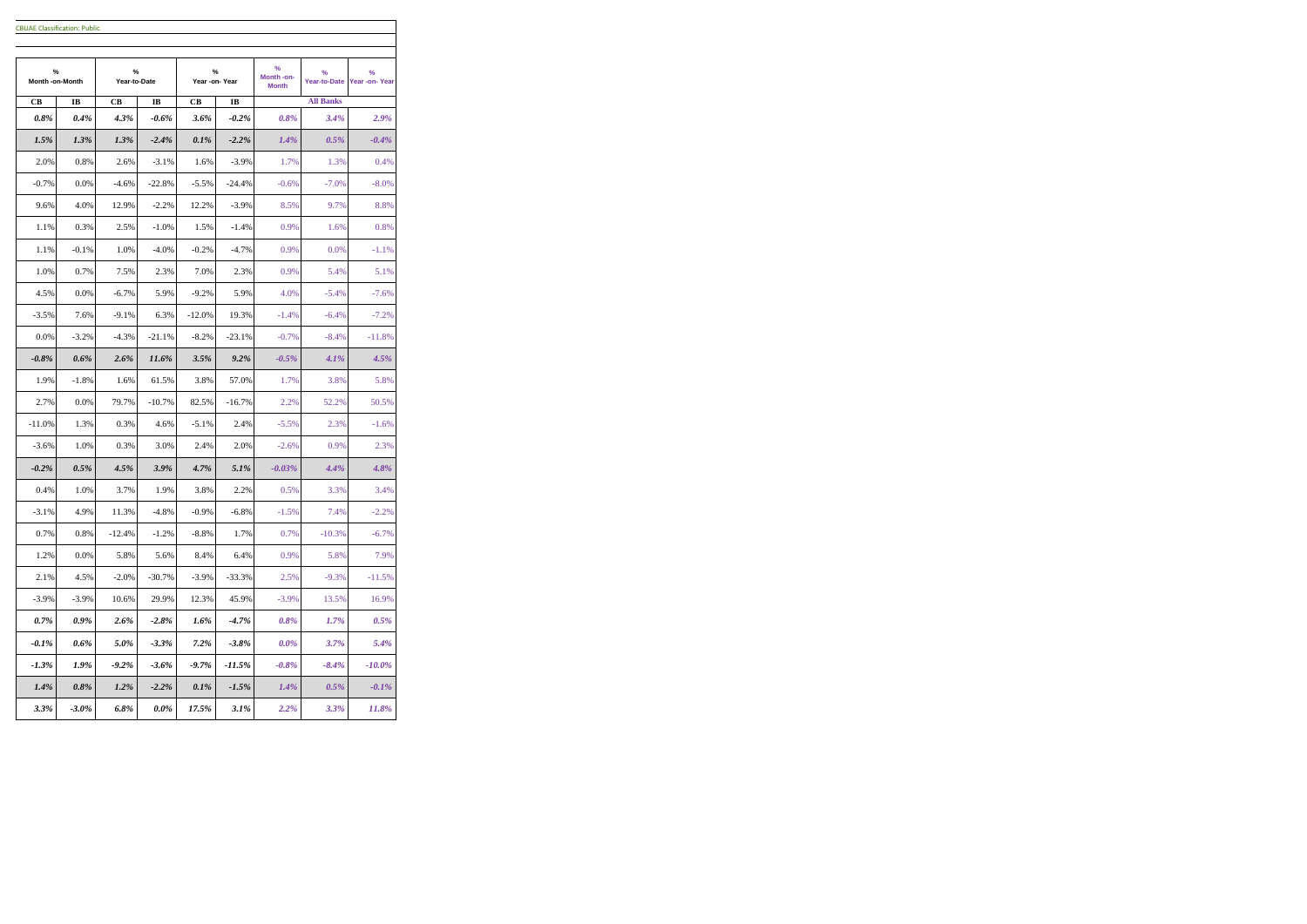CBUAE Classification: Public

| % Month -on-Month | | % Year-to-Date | | % Year -on- Year | | % Month -on-Month | % Year-to-Date | % Year -on- Year |
|---|---|---|---|---|---|---|---|---|
| CB | IB | CB | IB | CB | IB | All Banks | | |
| *0.8%* | *0.4%* | *4.3%* | *-0.6%* | *3.6%* | *-0.2%* | *0.8%* | *3.4%* | *2.9%* |
| *1.5%* | *1.3%* | *1.3%* | *-2.4%* | *0.1%* | *-2.2%* | *1.4%* | *0.5%* | *-0.4%* |
| 2.0% | 0.8% | 2.6% | -3.1% | 1.6% | -3.9% | 1.7% | 1.3% | 0.4% |
| -0.7% | 0.0% | -4.6% | -22.8% | -5.5% | -24.4% | -0.6% | -7.0% | -8.0% |
| 9.6% | 4.0% | 12.9% | -2.2% | 12.2% | -3.9% | 8.5% | 9.7% | 8.8% |
| 1.1% | 0.3% | 2.5% | -1.0% | 1.5% | -1.4% | 0.9% | 1.6% | 0.8% |
| 1.1% | -0.1% | 1.0% | -4.0% | -0.2% | -4.7% | 0.9% | 0.0% | -1.1% |
| 1.0% | 0.7% | 7.5% | 2.3% | 7.0% | 2.3% | 0.9% | 5.4% | 5.1% |
| 4.5% | 0.0% | -6.7% | 5.9% | -9.2% | 5.9% | 4.0% | -5.4% | -7.6% |
| -3.5% | 7.6% | -9.1% | 6.3% | -12.0% | 19.3% | -1.4% | -6.4% | -7.2% |
| 0.0% | -3.2% | -4.3% | -21.1% | -8.2% | -23.1% | -0.7% | -8.4% | -11.8% |
| *-0.8%* | *0.6%* | *2.6%* | *11.6%* | *3.5%* | *9.2%* | *-0.5%* | *4.1%* | *4.5%* |
| 1.9% | -1.8% | 1.6% | 61.5% | 3.8% | 57.0% | 1.7% | 3.8% | 5.8% |
| 2.7% | 0.0% | 79.7% | -10.7% | 82.5% | -16.7% | 2.2% | 52.2% | 50.5% |
| -11.0% | 1.3% | 0.3% | 4.6% | -5.1% | 2.4% | -5.5% | 2.3% | -1.6% |
| -3.6% | 1.0% | 0.3% | 3.0% | 2.4% | 2.0% | -2.6% | 0.9% | 2.3% |
| *-0.2%* | *0.5%* | *4.5%* | *3.9%* | *4.7%* | *5.1%* | *-0.03%* | *4.4%* | *4.8%* |
| 0.4% | 1.0% | 3.7% | 1.9% | 3.8% | 2.2% | 0.5% | 3.3% | 3.4% |
| -3.1% | 4.9% | 11.3% | -4.8% | -0.9% | -6.8% | -1.5% | 7.4% | -2.2% |
| 0.7% | 0.8% | -12.4% | -1.2% | -8.8% | 1.7% | 0.7% | -10.3% | -6.7% |
| 1.2% | 0.0% | 5.8% | 5.6% | 8.4% | 6.4% | 0.9% | 5.8% | 7.9% |
| 2.1% | 4.5% | -2.0% | -30.7% | -3.9% | -33.3% | 2.5% | -9.3% | -11.5% |
| -3.9% | -3.9% | 10.6% | 29.9% | 12.3% | 45.9% | -3.9% | 13.5% | 16.9% |
| *0.7%* | *0.9%* | *2.6%* | *-2.8%* | *1.6%* | *-4.7%* | *0.8%* | *1.7%* | *0.5%* |
| *-0.1%* | *0.6%* | *5.0%* | *-3.3%* | *7.2%* | *-3.8%* | *0.0%* | *3.7%* | *5.4%* |
| *-1.3%* | *1.9%* | *-9.2%* | *-3.6%* | *-9.7%* | *-11.5%* | *-0.8%* | *-8.4%* | *-10.0%* |
| *1.4%* | *0.8%* | *1.2%* | *-2.2%* | *0.1%* | *-1.5%* | *1.4%* | *0.5%* | *-0.1%* |
| *3.3%* | *-3.0%* | *6.8%* | *0.0%* | *17.5%* | *3.1%* | *2.2%* | *3.3%* | *11.8%* |